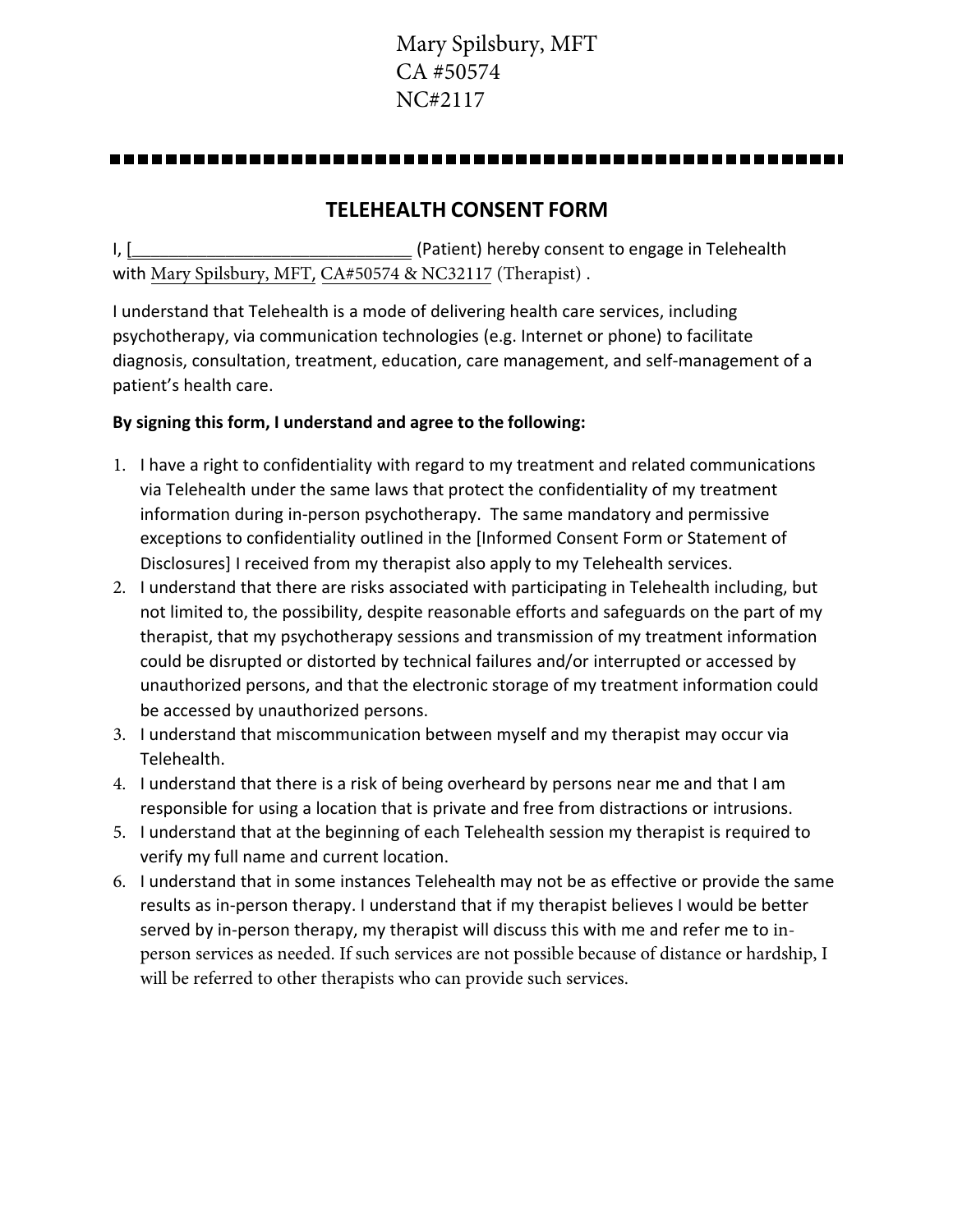Mary Spilsbury, MFT
CA #50574
NC#2117

# TELEHEALTH CONSENT FORM

I, [______________________________ (Patient) hereby consent to engage in Telehealth with Mary Spilsbury, MFT, CA#50574 & NC32117 (Therapist) .

I understand that Telehealth is a mode of delivering health care services, including psychotherapy, via communication technologies (e.g. Internet or phone) to facilitate diagnosis, consultation, treatment, education, care management, and self-management of a patient's health care.

**By signing this form, I understand and agree to the following:**

1. I have a right to confidentiality with regard to my treatment and related communications via Telehealth under the same laws that protect the confidentiality of my treatment information during in-person psychotherapy. The same mandatory and permissive exceptions to confidentiality outlined in the [Informed Consent Form or Statement of Disclosures] I received from my therapist also apply to my Telehealth services.
2. I understand that there are risks associated with participating in Telehealth including, but not limited to, the possibility, despite reasonable efforts and safeguards on the part of my therapist, that my psychotherapy sessions and transmission of my treatment information could be disrupted or distorted by technical failures and/or interrupted or accessed by unauthorized persons, and that the electronic storage of my treatment information could be accessed by unauthorized persons.
3. I understand that miscommunication between myself and my therapist may occur via Telehealth.
4. I understand that there is a risk of being overheard by persons near me and that I am responsible for using a location that is private and free from distractions or intrusions.
5. I understand that at the beginning of each Telehealth session my therapist is required to verify my full name and current location.
6. I understand that in some instances Telehealth may not be as effective or provide the same results as in-person therapy. I understand that if my therapist believes I would be better served by in-person therapy, my therapist will discuss this with me and refer me to in-person services as needed. If such services are not possible because of distance or hardship, I will be referred to other therapists who can provide such services.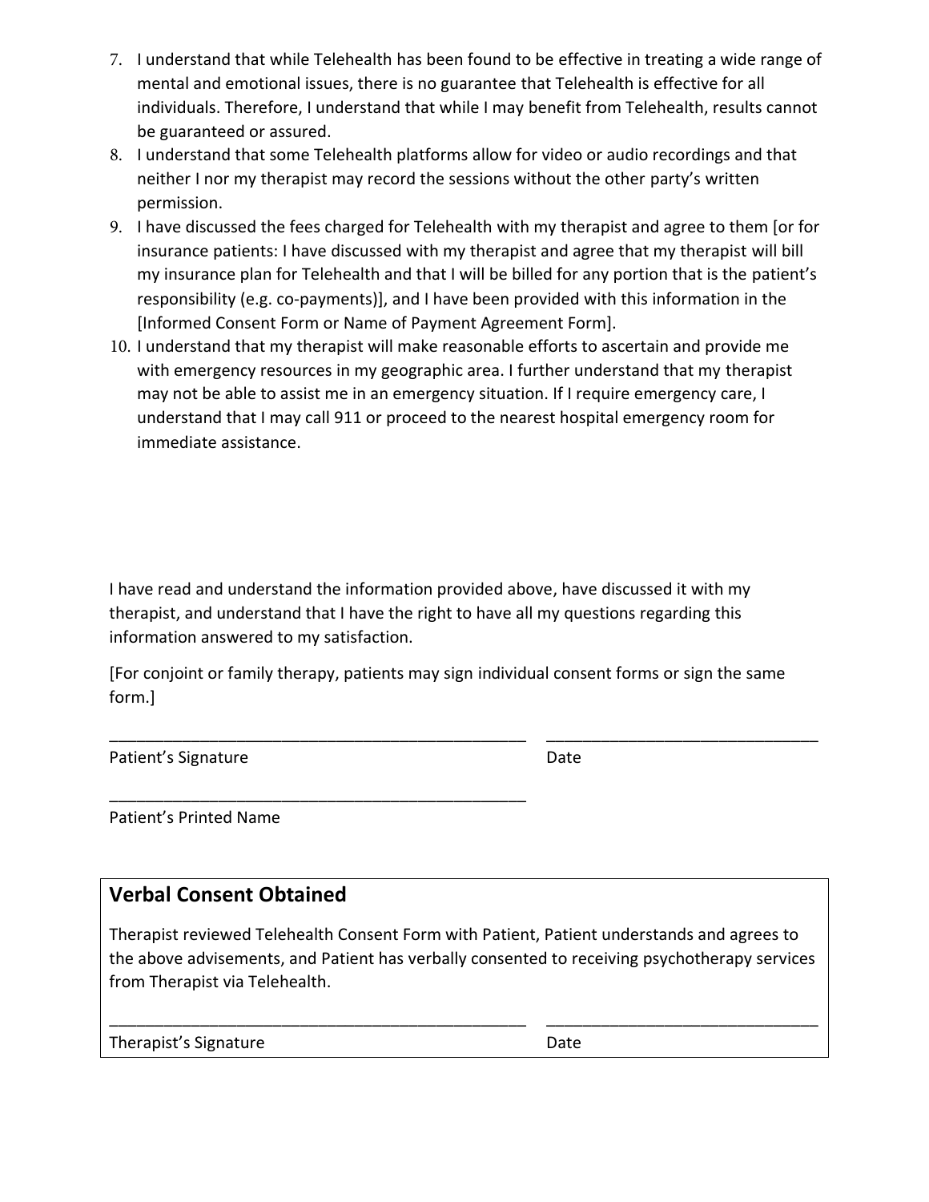7. I understand that while Telehealth has been found to be effective in treating a wide range of mental and emotional issues, there is no guarantee that Telehealth is effective for all individuals. Therefore, I understand that while I may benefit from Telehealth, results cannot be guaranteed or assured.
8. I understand that some Telehealth platforms allow for video or audio recordings and that neither I nor my therapist may record the sessions without the other party's written permission.
9. I have discussed the fees charged for Telehealth with my therapist and agree to them [or for insurance patients: I have discussed with my therapist and agree that my therapist will bill my insurance plan for Telehealth and that I will be billed for any portion that is the patient's responsibility (e.g. co-payments)], and I have been provided with this information in the [Informed Consent Form or Name of Payment Agreement Form].
10. I understand that my therapist will make reasonable efforts to ascertain and provide me with emergency resources in my geographic area. I further understand that my therapist may not be able to assist me in an emergency situation. If I require emergency care, I understand that I may call 911 or proceed to the nearest hospital emergency room for immediate assistance.

I have read and understand the information provided above, have discussed it with my therapist, and understand that I have the right to have all my questions regarding this information answered to my satisfaction.

[For conjoint or family therapy, patients may sign individual consent forms or sign the same form.]

_______________________________________________ ______________________________

Patient's Signature Date

_______________________________________________

Patient's Printed Name

## Verbal Consent Obtained

Therapist reviewed Telehealth Consent Form with Patient, Patient understands and agrees to the above advisements, and Patient has verbally consented to receiving psychotherapy services from Therapist via Telehealth.

_______________________________________________ ______________________________

Therapist's Signature Date